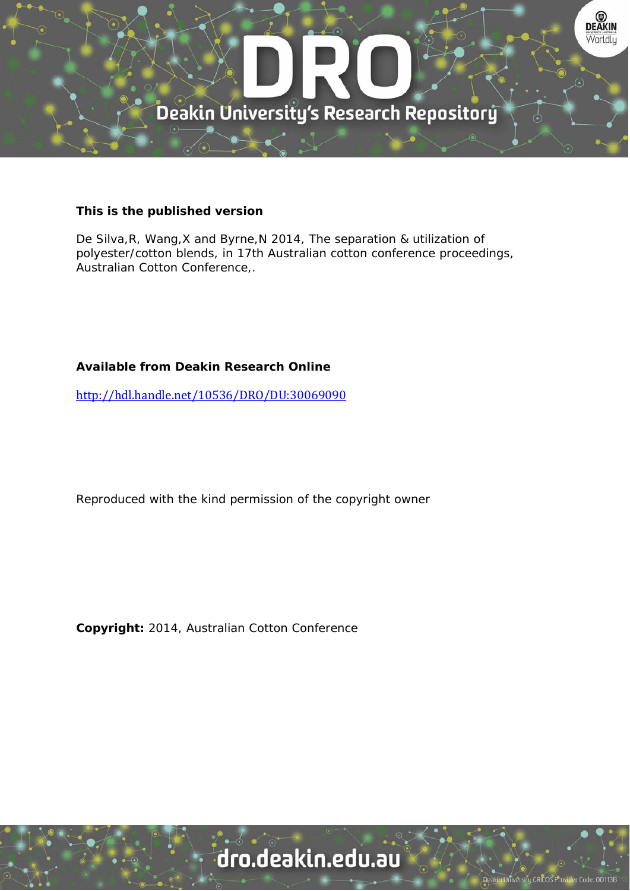**This is the published version**

De Silva,R, Wang,X and Byrne,N 2014, The separation & utilization of polyester/cotton blends, in 17th Australian cotton conference proceedings, Australian Cotton Conference,.

**Available from Deakin Research Online**

http://hdl.handle.net/10536/DRO/DU:30069090

Reproduced with the kind permission of the copyright owner

**Copyright:** 2014, Australian Cotton Conference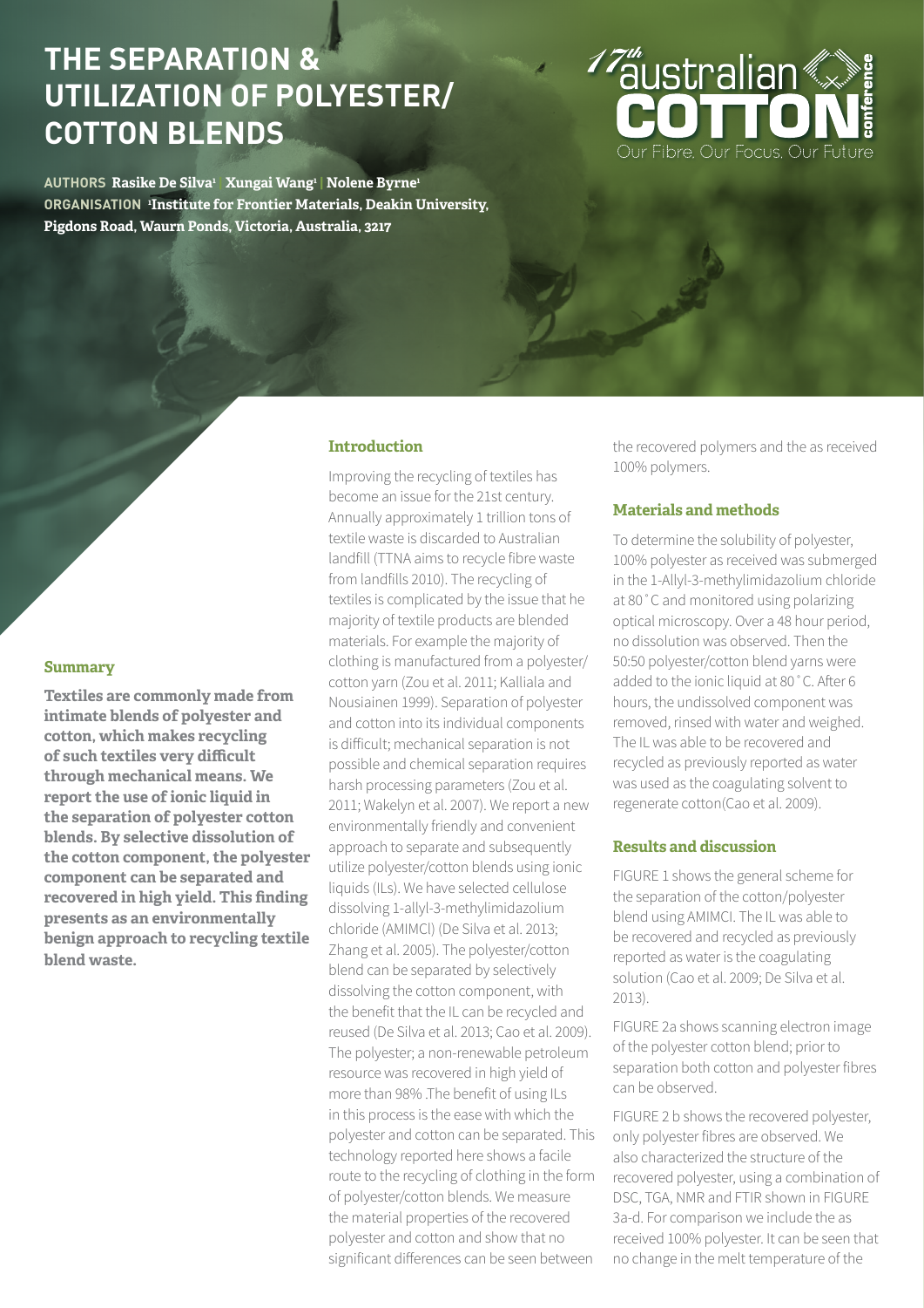# THE SEPARATION & UTILIZATION OF POLYESTER/ COTTON BLENDS

**AUTHORS** **Rasike De Silva[1] | Xungai Wang[1] | Nolene Byrne[1]**
**ORGANISATION** **[1]Institute for Frontier Materials, Deakin University, Pigdons Road, Waurn Ponds, Victoria, Australia, 3217**

## Summary

**Textiles are commonly made from intimate blends of polyester and cotton, which makes recycling of such textiles very difficult through mechanical means. We report the use of ionic liquid in the separation of polyester cotton blends. By selective dissolution of the cotton component, the polyester component can be separated and recovered in high yield. This finding presents as an environmentally benign approach to recycling textile blend waste.**

## Introduction

Improving the recycling of textiles has become an issue for the 21st century. Annually approximately 1 trillion tons of textile waste is discarded to Australian landfill (TTNA aims to recycle fibre waste from landfills 2010). The recycling of textiles is complicated by the issue that he majority of textile products are blended materials. For example the majority of clothing is manufactured from a polyester/ cotton yarn (Zou et al. 2011; Kalliala and Nousiainen 1999). Separation of polyester and cotton into its individual components is difficult; mechanical separation is not possible and chemical separation requires harsh processing parameters (Zou et al. 2011; Wakelyn et al. 2007). We report a new environmentally friendly and convenient approach to separate and subsequently utilize polyester/cotton blends using ionic liquids (ILs). We have selected cellulose dissolving 1-allyl-3-methylimidazolium chloride (AMIMCl) (De Silva et al. 2013; Zhang et al. 2005). The polyester/cotton blend can be separated by selectively dissolving the cotton component, with the benefit that the IL can be recycled and reused (De Silva et al. 2013; Cao et al. 2009). The polyester; a non-renewable petroleum resource was recovered in high yield of more than 98% .The benefit of using ILs in this process is the ease with which the polyester and cotton can be separated. This technology reported here shows a facile route to the recycling of clothing in the form of polyester/cotton blends. We measure the material properties of the recovered polyester and cotton and show that no significant differences can be seen between the recovered polymers and the as received 100% polymers.

## Materials and methods

To determine the solubility of polyester, 100% polyester as received was submerged in the 1-Allyl-3-methylimidazolium chloride at 80˚C and monitored using polarizing optical microscopy. Over a 48 hour period, no dissolution was observed. Then the 50:50 polyester/cotton blend yarns were added to the ionic liquid at 80˚C. After 6 hours, the undissolved component was removed, rinsed with water and weighed. The IL was able to be recovered and recycled as previously reported as water was used as the coagulating solvent to regenerate cotton(Cao et al. 2009).

## Results and discussion

FIGURE 1 shows the general scheme for the separation of the cotton/polyester blend using AMIMCl. The IL was able to be recovered and recycled as previously reported as water is the coagulating solution (Cao et al. 2009; De Silva et al. 2013).

FIGURE 2a shows scanning electron image of the polyester cotton blend; prior to separation both cotton and polyester fibres can be observed.

FIGURE 2 b shows the recovered polyester, only polyester fibres are observed. We also characterized the structure of the recovered polyester, using a combination of DSC, TGA, NMR and FTIR shown in FIGURE 3a-d. For comparison we include the as received 100% polyester. It can be seen that no change in the melt temperature of the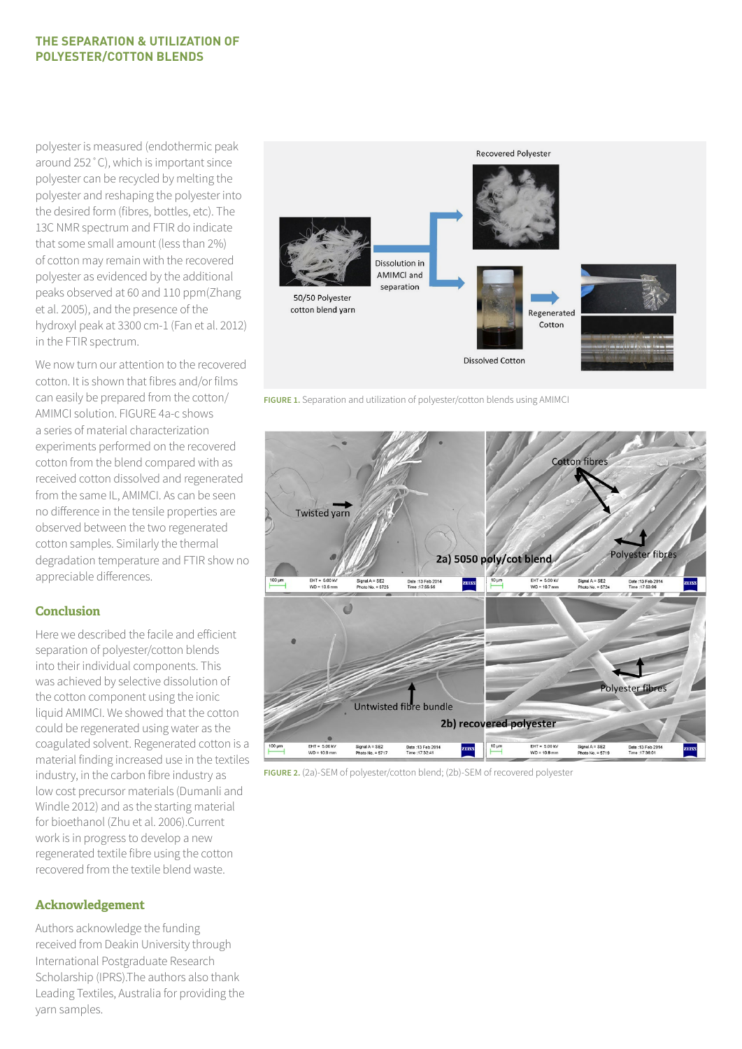polyester is measured (endothermic peak around 252˚C), which is important since polyester can be recycled by melting the polyester and reshaping the polyester into the desired form (fibres, bottles, etc). The 13C NMR spectrum and FTIR do indicate that some small amount (less than 2%) of cotton may remain with the recovered polyester as evidenced by the additional peaks observed at 60 and 110 ppm(Zhang et al. 2005), and the presence of the hydroxyl peak at 3300 cm-1 (Fan et al. 2012) in the FTIR spectrum.

We now turn our attention to the recovered cotton. It is shown that fibres and/or films can easily be prepared from the cotton/AMIMCl solution. FIGURE 4a-c shows a series of material characterization experiments performed on the recovered cotton from the blend compared with as received cotton dissolved and regenerated from the same IL, AMIMCl. As can be seen no difference in the tensile properties are observed between the two regenerated cotton samples. Similarly the thermal degradation temperature and FTIR show no appreciable differences.

## Conclusion

Here we described the facile and efficient separation of polyester/cotton blends into their individual components. This was achieved by selective dissolution of the cotton component using the ionic liquid AMIMCl. We showed that the cotton could be regenerated using water as the coagulated solvent. Regenerated cotton is a material finding increased use in the textiles industry, in the carbon fibre industry as low cost precursor materials (Dumanli and Windle 2012) and as the starting material for bioethanol (Zhu et al. 2006).Current work is in progress to develop a new regenerated textile fibre using the cotton recovered from the textile blend waste.

## Acknowledgement

Authors acknowledge the funding received from Deakin University through International Postgraduate Research Scholarship (IPRS).The authors also thank Leading Textiles, Australia for providing the yarn samples.

**FIGURE 1.** Separation and utilization of polyester/cotton blends using AMIMCl

**FIGURE 2.** (2a)-SEM of polyester/cotton blend; (2b)-SEM of recovered polyester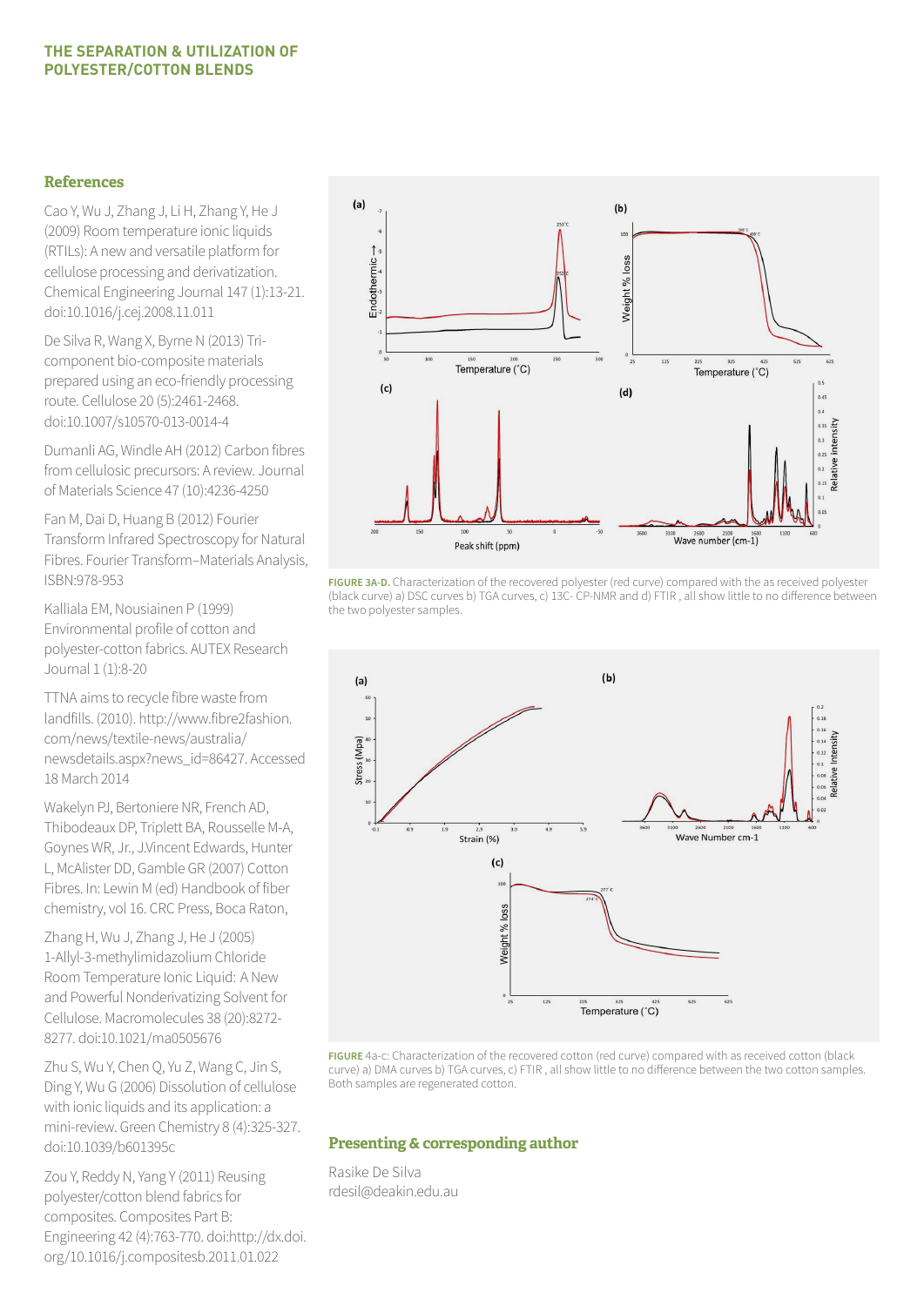## References

Cao Y, Wu J, Zhang J, Li H, Zhang Y, He J (2009) Room temperature ionic liquids (RTILs): A new and versatile platform for cellulose processing and derivatization. Chemical Engineering Journal 147 (1):13-21. doi:10.1016/j.cej.2008.11.011

De Silva R, Wang X, Byrne N (2013) Tri-component bio-composite materials prepared using an eco-friendly processing route. Cellulose 20 (5):2461-2468. doi:10.1007/s10570-013-0014-4

Dumanli AG, Windle AH (2012) Carbon fibres from cellulosic precursors: A review. Journal of Materials Science 47 (10):4236-4250

Fan M, Dai D, Huang B (2012) Fourier Transform Infrared Spectroscopy for Natural Fibres. Fourier Transform–Materials Analysis, ISBN:978-953

Kalliala EM, Nousiainen P (1999) Environmental profile of cotton and polyester-cotton fabrics. AUTEX Research Journal 1 (1):8-20

TTNA aims to recycle fibre waste from landfills. (2010). http://www.fibre2fashion.com/news/textile-news/australia/newsdetails.aspx?news_id=86427. Accessed 18 March 2014

Wakelyn PJ, Bertoniere NR, French AD, Thibodeaux DP, Triplett BA, Rousselle M-A, Goynes WR, Jr., J.Vincent Edwards, Hunter L, McAlister DD, Gamble GR (2007) Cotton Fibres. In: Lewin M (ed) Handbook of fiber chemistry, vol 16. CRC Press, Boca Raton,

Zhang H, Wu J, Zhang J, He J (2005) 1-Allyl-3-methylimidazolium Chloride Room Temperature Ionic Liquid: A New and Powerful Nonderivatizing Solvent for Cellulose. Macromolecules 38 (20):8272-8277. doi:10.1021/ma0505676

Zhu S, Wu Y, Chen Q, Yu Z, Wang C, Jin S, Ding Y, Wu G (2006) Dissolution of cellulose with ionic liquids and its application: a mini-review. Green Chemistry 8 (4):325-327. doi:10.1039/b601395c

Zou Y, Reddy N, Yang Y (2011) Reusing polyester/cotton blend fabrics for composites. Composites Part B: Engineering 42 (4):763-770. doi:http://dx.doi.org/10.1016/j.compositesb.2011.01.022

(a)
Endothermic →
Temperature (˚C)
255˚C
252˚C

(b)
Weight % loss
Temperature (˚C)
390˚C
408˚C

(c)
Peak shift (ppm)

(d)
Wave number (cm-1)
Relative intensity

**FIGURE 3A-D.** Characterization of the recovered polyester (red curve) compared with the as received polyester (black curve) a) DSC curves b) TGA curves, c) 13C- CP-NMR and d) FTIR , all show little to no difference between the two polyester samples.

(a)
Stress (Mpa)
Strain (%)

(b)
Wave Number cm-1
Relative Intensity

(c)
Weight % loss
Temperature (˚C)
277˚C
274˚C

**FIGURE** 4a-c: Characterization of the recovered cotton (red curve) compared with as received cotton (black curve) a) DMA curves b) TGA curves, c) FTIR , all show little to no difference between the two cotton samples. Both samples are regenerated cotton.

## Presenting & corresponding author

Rasike De Silva
rdesil@deakin.edu.au